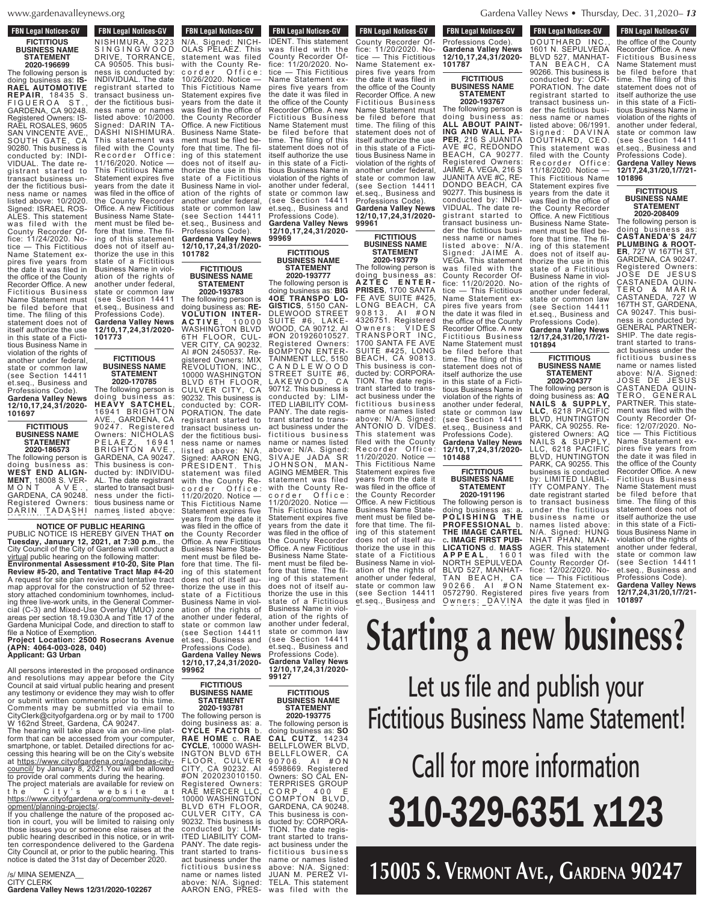FBN Legal Notices-GV

**FICTITIOUS BUSINESS NAME STATEMENT 2020-196699**

The following person is doing business as: **ISRAEL AUTOMOTIVE REPAIR**, 18435 S. FIGUEROA ST., GARDENA, CA 90248. Registered Owners: ISRAEL ROSALES, 9605 SAN VINCENTE AVE., SOUTH GATE, CA 90280. This business is conducted by: INDIVIDUAL. The date registrant started to transact business under the fictitious business name or names listed above: 10/2020. Signed: ISRAEL ROSALES. This statement was filed with the County Recorder Office: 11/24/2020. Notice — This Fictitious Name Statement expires five years from the date it was filed in the office of the County Recorder Office. A new Fictitious Business Name Statement must be filed before that time. The filing of this statement does not of itself authorize the use in this state of a Fictitious Business Name in violation of the rights of another under federal, state or common law (see Section 14411 et.seq., Business and Professions Code).
**Gardena Valley News 12/10,17,24,31/2020-101697**

**FICTITIOUS BUSINESS NAME STATEMENT 2020-186573**

The following person is doing business as: **WEST END ALIGNMENT**, 18008 S. VERMONT AVE., GARDENA, CA 90248. Registered Owners: DARIN TADASHI NISHIMURA, 3223 SINGINGWOOD DRIVE, TORRANCE, CA 90505. This business is conducted by: INDIVIDUAL. The date registrant started to transact business under the fictitious business name or names listed above: 10/2000. Signed: DARIN TADASHI NISHIMURA. This statement was filed with the County Recorder Office: 11/16/2020. Notice — This Fictitious Name Statement expires five years from the date it was filed in the office of the County Recorder Office. A new Fictitious Business Name Statement must be filed before that time. The filing of this statement does not of itself authorize the use in this state of a Fictitious Business Name in violation of the rights of another under federal, state or common law (see Section 14411 et.seq., Business and Professions Code).
**Gardena Valley News 12/10,17,24,31/2020-101773**

**FICTITIOUS BUSINESS NAME STATEMENT 2020-170785**

The following person is doing business as: **HEAVY SATCHEL**, 16941 BRIGHTON AVE., GARDENA, CA 90247. Registered Owners: NICHOLAS PELAEZ, 16941 BRIGHTON AVE., GARDENA, CA 90247. This business is conducted by: INDIVIDUAL. The date registrant started to transact business under the fictitious business name or names listed above: N/A. Signed: NICHOLAS PELAEZ. This statement was filed with the County Recorder Office: 10/26/2020. Notice — This Fictitious Name Statement expires five years from the date it was filed in the office of the County Recorder Office. A new Fictitious Business Name Statement must be filed before that time. The filing of this statement does not of itself authorize the use in this state of a Fictitious Business Name in violation of the rights of another under federal, state or common law (see Section 14411 et.seq., Business and Professions Code).
**Gardena Valley News 12/10,17,24,31/2020-101782**

**NOTICE OF PUBLIC HEARING**

PUBLIC NOTICE IS HEREBY GIVEN THAT **on Tuesday, January 12, 2021, at 7:30 p.m.**, the City Council of the City of Gardena will conduct a virtual public hearing on the following matter:
**Environmental Assessment #10-20, Site Plan Review #5-20, and Tentative Tract Map #4-20**
A request for site plan review and tentative tract map approval for the construction of 52 three-story attached condominium townhomes, including three live-work units, in the General Commercial (C-3) and Mixed-Use Overlay (MUO) zone areas per section 18.19.030.A and Title 17 of the Gardena Municipal Code, and direction to staff to file a Notice of Exemption.
**Project Location: 2500 Rosecrans Avenue (APN: 4064-003-028, 040)**
**Applicant: G3 Urban**

All persons interested in the proposed ordinance and resolutions may appear before the City Council at said virtual public hearing and present any testimony or evidence they may wish to offer or submit written comments prior to this time. Comments may be submitted via email to CityClerk@cityofgardena.org or by mail to 1700 W 162nd Street, Gardena, CA 90247.
The hearing will take place via an on-line platform that can be accessed from your computer, smartphone, or tablet. Detailed directions for accessing this hearing will be on the City's website at https://www.cityofgardena.org/agendas-city-council/ by January 8, 2021.You will be allowed to provide oral comments during the hearing.
The project materials are available for review on the City's website at https://www.cityofgardena.org/community-development/planning-projects/.
If you challenge the nature of the proposed action in court, you will be limited to raising only those issues you or someone else raises at the public hearing described in this notice, or in written correspondence delivered to the Gardena City Council at, or prior to the public hearing. This notice is dated the 31st day of December 2020.

/s/ MINA SEMENZA__
CITY CLERK
**Gardena Valley News 12/31/2020-102267**

**FICTITIOUS BUSINESS NAME STATEMENT 2020-193783**

The following person is doing business as: **REVOLUTION INTERACTIVE**, 10000 WASHINGTON BLVD 6TH FLOOR, CULVER CITY, CA 90232. AI #ON 2450537. Registered Owners: MIX REVOLUTION, INC., 10000 WASHINGTON BLVD 6TH FLOOR, CULVER CITY, CA 90232. This business is conducted by: CORPORATION. The date registrant started to transact business under the fictitious business name or names listed above: N/A. Signed: AARON ENG, PRESIDENT. This statement was filed with the County Recorder Office: 11/20/2020. Notice — This Fictitious Name Statement expires five years from the date it was filed in the office of the County Recorder Office. A new Fictitious Business Name Statement must be filed before that time. The filing of this statement does not of itself authorize the use in this state of a Fictitious Business Name in violation of the rights of another under federal, state or common law (see Section 14411 et.seq., Business and Professions Code).
**Gardena Valley News 12/10,17,24,31/2020-99962**

**FICTITIOUS BUSINESS NAME STATEMENT 2020-193781**

The following person is doing business as: a. **CYCLE FACTOR** b. **RAE HOME** c. **RAE CYCLE**, 10000 WASHINGTON BLVD 6TH FLOOR, CULVER CITY, CA 90232. AI #ON 202023010150. Registered Owners: RAE MERCER LLC, 10000 WASHINGTON BLVD 6TH FLOOR, CULVER CITY, CA 90232. This business is conducted by: LIMITED LIABILITY COMPANY. The date registrant started to transact business under the fictitious business name or names listed above: N/A. Signed: AARON ENG, PRESIDENT. This statement was filed with the County Recorder Office: 11/20/2020. Notice — This Fictitious Name Statement expires five years from the date it was filed in the office of the County Recorder Office. A new Fictitious Business Name Statement must be filed before that time. The filing of this statement does not of itself authorize the use in this state of a Fictitious Business Name in violation of the rights of another under federal, state or common law (see Section 14411 et.seq., Business and Professions Code).
**Gardena Valley News 12/10,17,24,31/2020-99969**

**FICTITIOUS BUSINESS NAME STATEMENT 2020-193777**

The following person is doing business as: **BIG 4OE TRANSPO LOGISTICS**, 5150 CANDLEWOOD STREET SUITE #6, LAKEWOOD, CA 90712. AI #ON 201926010527. Registered Owners: BOMPTON ENTERTAINMENT LLC, 5150 CANDLEWOOD STREET SUITE #6, LAKEWOOD, CA 90712. This business is conducted by: LIMITED LIABILITY COMPANY. The date registrant started to transact business under the fictitious business name or names listed above: N/A. Signed: SIVAJE JADA SR JOHNSON, MANAGING MEMBER. This statement was filed with the County Recorder Office: 11/20/2020. Notice — This Fictitious Name Statement expires five years from the date it was filed in the office of the County Recorder Office. A new Fictitious Business Name Statement must be filed before that time. The filing of this statement does not of itself authorize the use in this state of a Fictitious Business Name in violation of the rights of another under federal, state or common law (see Section 14411 et.seq., Business and Professions Code).
**Gardena Valley News 12/10,17,24,31/2020-99127**

**FICTITIOUS BUSINESS NAME STATEMENT 2020-193775**

The following person is doing business as: **SO CAL CUTZ**, 14234 BELLFLOWER BLVD, BELLFLOWER, CA 90706. AI #ON 4598669. Registered Owners: SO CAL ENTERPRISES GROUP CORP, 400 E COMPTON BLVD, GARDENA, CA 90248. This business is conducted by: CORPORATION. The date registrant started to transact business under the fictitious business name or names listed above: N/A. Signed: JUAN M. PEREZ VITELA. This statement was filed with the County Recorder Office: 11/20/2020. Notice — This Fictitious Name Statement expires five years from the date it was filed in the office of the County Recorder Office. A new Fictitious Business Name Statement must be filed before that time. The filing of this statement does not of itself authorize the use in this state of a Fictitious Business Name in violation of the rights of another under federal, state or common law (see Section 14411 et.seq., Business and Professions Code).
**Gardena Valley News 12/10,17,24,31/2020-99961**

**FICTITIOUS BUSINESS NAME STATEMENT 2020-193779**

The following person is doing business as: **AZTEC ENTERPRISES**, 1700 SANTA FE AVE SUITE #425, LONG BEACH, CA 90813. AI #ON 4326751. Registered Owners: VIDES TRANSPORT INC, 1700 SANTA FE AVE SUITE #425, LONG BEACH, CA 90813. This business is conducted by: CORPORATION. The date registrant started to transact business under the fictitious business name or names listed above: N/A. Signed: ANTONIO D. VIDES. This statement was filed with the County Recorder Office: 11/20/2020. Notice — This Fictitious Name Statement expires five years from the date it was filed in the office of the County Recorder Office. A new Fictitious Business Name Statement must be filed before that time. The filing of this statement does not of itself authorize the use in this state of a Fictitious Business Name in violation of the rights of another under federal, state or common law (see Section 14411 et.seq., Business and Professions Code).
**Gardena Valley News 12/10,17,24,31/2020-101787**

**FICTITIOUS BUSINESS NAME STATEMENT 2020-193767**

The following person is doing business as: **ALL ABOUT PAINTING AND WALL PAPER**, 216 S JUANITA AVE #C, REDONDO BEACH, CA 90277. Registered Owners: JAIME A. VEGA, 216 S JUANITA AVE #C, REDONDO BEACH, CA 90277. This business is conducted by: INDIVIDUAL. The date registrant started to transact business under the fictitious business name or names listed above: N/A. Signed: JAIME A. VEGA. This statement was filed with the County Recorder Office: 11/20/2020. Notice — This Fictitious Name Statement expires five years from the date it was filed in the office of the County Recorder Office. A new Fictitious Business Name Statement must be filed before that time. The filing of this statement does not of itself authorize the use in this state of a Fictitious Business Name in violation of the rights of another under federal, state or common law (see Section 14411 et.seq., Business and Professions Code).
**Gardena Valley News 12/10,17,24,31/2020-101488**

**FICTITIOUS BUSINESS NAME STATEMENT 2020-191196**

The following person is doing business as: a. **POLISHING THE PROFESSIONAL** b. **THE IMAGE CARTEL** c. **IMAGE FIRST PUBLICATIONS** d. **MASS APPEAL**, 1601 NORTH SEPULVEDA BLVD 527, MANHATTAN BEACH, CA 90266. AI #ON 0572790. Registered Owners: DAVINA DOUTHARD INC., 1601 N. SEPULVEDA BLVD 527, MANHATTAN BEACH, CA 90266. This business is conducted by: CORPORATION. The date registrant started to transact business under the fictitious business name or names listed above: 06/1991. Signed: DAVINA DOUTHARD, CEO. This statement was filed with the County Recorder Office: 11/18/2020. Notice — This Fictitious Name Statement expires five years from the date it was filed in the office of the County Recorder Office. A new Fictitious Business Name Statement must be filed before that time. The filing of this statement does not of itself authorize the use in this state of a Fictitious Business Name in violation of the rights of another under federal, state or common law (see Section 14411 et.seq., Business and Professions Code).
**Gardena Valley News 12/17,24,31/20,1/7/21-101894**

**FICTITIOUS BUSINESS NAME STATEMENT 2020-204377**

The following person is doing business as: **AQ NAILS & SUPPLY, LLC**, 6218 PACIFIC BLVD, HUNTINGTON PARK, CA 90255. Registered Owners: AQ NAILS & SUPPLY, LLC, 6218 PACIFIC BLVD, HUNTINGTON PARK, CA 90255. This business is conducted by: LIMITED LIABILITY COMPANY. The date registrant started to transact business under the fictitious business name or names listed above: N/A. Signed: HUNG NHAT PHAN, MANAGER. This statement was filed with the County Recorder Office: 12/02/2020. Notice — This Fictitious Name Statement expires five years from the date it was filed in the office of the County Recorder Office. A new Fictitious Business Name Statement must be filed before that time. The filing of this statement does not of itself authorize the use in this state of a Fictitious Business Name in violation of the rights of another under federal, state or common law (see Section 14411 et.seq., Business and Professions Code).
**Gardena Valley News 12/17,24,31/20,1/7/21-101896**

**FICTITIOUS BUSINESS NAME STATEMENT 2020-208409**

The following person is doing business as: **CASTANEDA'S 24/7 PLUMBING & ROOTER**, 727 W 167TH ST, GARDENA, CA 90247. Registered Owners: JOSE DE JESUS CASTANEDA QUINTERO & MARIA CASTANEDA, 727 W 167TH ST, GARDENA, CA 90247. This business is conducted by: GENERAL PARTNERSHIP. The date registrant started to transact business under the fictitious business name or names listed above: N/A. Signed: JOSE DE JESUS CASTANEDA QUINTERO, GENERAL PARTNER. This statement was filed with the County Recorder Office: 12/07/2020. Notice — This Fictitious Name Statement expires five years from the date it was filed in the office of the County Recorder Office. A new Fictitious Business Name Statement must be filed before that time. The filing of this statement does not of itself authorize the use in this state of a Fictitious Business Name in violation of the rights of another under federal, state or common law (see Section 14411 et.seq., Business and Professions Code).
**Gardena Valley News 12/17,24,31/20,1/7/21-101897**

# Starting a new business?

## Let us file and publish your Fictitious Business Name Statement!

## Call for more information

# 310-329-6351 x123

## 15005 S. Vermont Ave., Gardena 90247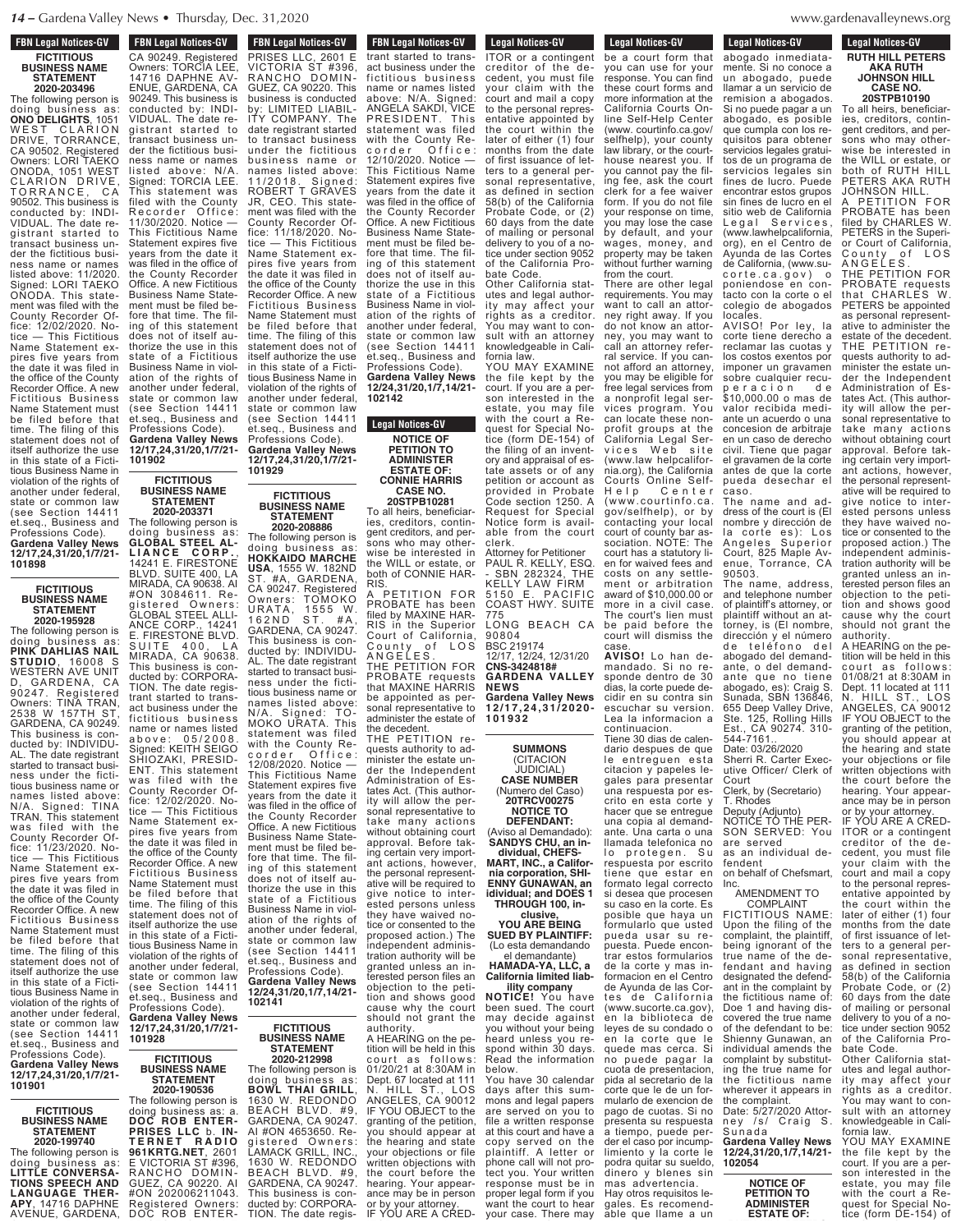**FBN Legal Notices-GV**

**FICTITIOUS BUSINESS NAME STATEMENT 2020-203496**

The following person is doing business as: **ONO DELIGHTS**, 1051 WEST CLARION DRIVE, TORRANCE, CA 90502. Registered Owners: LORI TAEKO ONODA, 1051 WEST CLARION DRIVE, TORRANCE, CA 90502. This business is conducted by: INDIVIDUAL. The date registrant started to transact business under the fictitious business name or names listed above: 11/2020. Signed: LORI TAEKO ONODA. This statement was filed with the County Recorder Office: 12/02/2020. Notice — This Fictitious Name Statement expires five years from the date it was filed in the office of the County Recorder Office. A new Fictitious Business Name Statement must be filed before that time. The filing of this statement does not of itself authorize the use in this state of a Fictitious Business Name in violation of the rights of another under federal, state or common law (see Section 14411 et.seq., Business and Professions Code).
**Gardena Valley News 12/17,24,31/20,1/7/21-101898**

**FICTITIOUS BUSINESS NAME STATEMENT 2020-195928**

The following person is doing business as: **PINK DAHLIAS NAIL STUDIO**, 16008 S WESTERN AVE UNIT D, GARDENA, CA 90247. Registered Owners: TINA TRAN, 2538 W 157TH ST, GARDENA, CA 90249. This business is conducted by: INDIVIDUAL. The date registrant started to transact business under the fictitious business name or names listed above: N/A. Signed: TINA TRAN. This statement was filed with the County Recorder Office: 11/23/2020. Notice — This Fictitious Name Statement expires five years from the date it was filed in the office of the County Recorder Office. A new Fictitious Business Name Statement must be filed before that time. The filing of this statement does not of itself authorize the use in this state of a Fictitious Business Name in violation of the rights of another under federal, state or common law (see Section 14411 et.seq., Business and Professions Code).
**Gardena Valley News 12/17,24,31/20,1/7/21-101901**

**FICTITIOUS BUSINESS NAME STATEMENT 2020-199740**

The following person is doing business as: **LITTLE CONVERSATIONS SPEECH AND LANGUAGE THERAPY**, 14716 DAPHNE AVENUE, GARDENA, CA 90249. Registered Owners: TORCIA LEE, 14716 DAPHNE AVENUE, GARDENA, CA 90249. This business is conducted by: INDIVIDUAL. The date registrant started to transact business under the fictitious business name or names listed above: N/A. Signed: TORCIA LEE. This statement was filed with the County Recorder Office: 11/30/2020. Notice — This Fictitious Name Statement expires five years from the date it was filed in the office of the County Recorder Office. A new Fictitious Business Name Statement must be filed before that time. The filing of this statement does not of itself authorize the use in this state of a Fictitious Business Name in violation of the rights of another under federal, state or common law (see Section 14411 et.seq., Business and Professions Code).
**Gardena Valley News 12/17,24,31/20,1/7/21-101902**

**FICTITIOUS BUSINESS NAME STATEMENT 2020-203371**

The following person is doing business as: **GLOBAL STEEL ALLIANCE CORP.**, 14241 E. FIRESTONE BLVD. SUITE 400, LA MIRADA, CA 90638. AI #ON 3084611. Registered Owners: GLOBAL STEEL ALLIANCE CORP., 14241 E. FIRESTONE BLVD. SUITE 400, LA MIRADA, CA 90638. This business is conducted by: CORPORATION. The date registrant started to transact business under the fictitious business name or names listed above: 05/2008. Signed: KEITH SEIGO SHIOZAKI, PRESIDENT. This statement was filed with the County Recorder Office: 12/02/2020. Notice — This Fictitious Name Statement expires five years from the date it was filed in the office of the County Recorder Office. A new Fictitious Business Name Statement must be filed before that time. The filing of this statement does not of itself authorize the use in this state of a Fictitious Business Name in violation of the rights of another under federal, state or common law (see Section 14411 et.seq., Business and Professions Code).
**Gardena Valley News 12/17,24,31/20,1/7/21-101928**

**FICTITIOUS BUSINESS NAME STATEMENT 2020-190536**

The following person is doing business as: a. **DOC ROB ENTERPRISES LLC** b. **INTERNET RADIO 961KRTG.NET**, 2601 E VICTORIA ST #396, RANCHO DOMINGUEZ, CA 90220. AI #ON 202006211043. Registered Owners: DOC ROB ENTERPRISES LLC, 2601 E VICTORIA ST #396, RANCHO DOMINGUEZ, CA 90220. This business is conducted by: LIMITED LIABILITY COMPANY. The date registrant started to transact business under the fictitious business name or names listed above: 11/2018. Signed: ROBERT T GRAVES JR, CEO. This statement was filed with the County Recorder Office: 11/18/2020. Notice — This Fictitious Name Statement expires five years from the date it was filed in the office of the County Recorder Office. A new Fictitious Business Name Statement must be filed before that time. The filing of this statement does not of itself authorize the use in this state of a Fictitious Business Name in violation of the rights of another under federal, state or common law (see Section 14411 et.seq., Business and Professions Code).
**Gardena Valley News 12/17,24,31/20,1/7/21-101929**

**FICTITIOUS BUSINESS NAME STATEMENT 2020-208886**

The following person is doing business as: **HOKKAIDO MARCHE USA**, 1555 W. 182ND ST. #A, GARDENA, CA 90247. Registered Owners: TOMOKO URATA, 1555 W. 182ND ST. #A, GARDENA, CA 90247. This business is conducted by: INDIVIDUAL. The date registrant started to transact business under the fictitious business name or names listed above: N/A. Signed: TOMOKO URATA. This statement was filed with the County Recorder Office: 12/08/2020. Notice — This Fictitious Name Statement expires five years from the date it was filed in the office of the County Recorder Office. A new Fictitious Business Name Statement must be filed before that time. The filing of this statement does not of itself authorize the use in this state of a Fictitious Business Name in violation of the rights of another under federal, state or common law (see Section 14411 et.seq., Business and Professions Code).
**Gardena Valley News 12/24,31/20,1/7,14/21-102141**

**FICTITIOUS BUSINESS NAME STATEMENT 2020-212998**

The following person is doing business as: **BOWL THAI GRILL**, 1630 W. REDONDO BEACH BLVD. #9, GARDENA, CA 90247. AI #ON 4653650. Registered Owners: LAMACK GRILL, INC., 1630 W. REDONDO BEACH BLVD. #9, GARDENA, CA 90247. This business is conducted by: CORPORATION. The date registrant started to transact business under the fictitious business name or names listed above: N/A. Signed: ANGELA SAKDI, VICE PRESIDENT. This statement was filed with the County Recorder Office: 12/10/2020. Notice — This Fictitious Name Statement expires five years from the date it was filed in the office of the County Recorder Office. A new Fictitious Business Name Statement must be filed before that time. The filing of this statement does not of itself authorize the use in this state of a Fictitious Business Name in violation of the rights of another under federal, state or common law (see Section 14411 et.seq., Business and Professions Code).
**Gardena Valley News 12/24,31/20,1/7,14/21-102142**

**Legal Notices-GV**

**NOTICE OF PETITION TO ADMINISTER ESTATE OF: CONNIE HARRIS CASE NO. 20STPB10281**

To all heirs, beneficiaries, creditors, contingent creditors, and persons who may otherwise be interested in the WILL or estate, or both of CONNIE HARRIS.

A PETITION FOR PROBATE has been filed by MAXINE HARRIS in the Superior Court of California, County of LOS ANGELES.

THE PETITION FOR PROBATE requests that MAXINE HARRIS be appointed as personal representative to administer the estate of the decedent.

THE PETITION requests authority to administer the estate under the Independent Administration of Estates Act. (This authority will allow the personal representative to take many actions without obtaining court approval. Before taking certain very important actions, however, the personal representative will be required to give notice to interested persons unless they have waived notice or consented to the proposed action.) The independent administration authority will be granted unless an interested person files an objection to the petition and shows good cause why the court should not grant the authority.

A HEARING on the petition will be held in this court as follows: 01/20/21 at 8:30AM in Dept. 67 located at 111 N. HILL ST., LOS ANGELES, CA 90012

IF YOU OBJECT to the granting of the petition, you should appear at the hearing and state your objections or file written objections with the court before the hearing. Your appearance may be in person or by your attorney.

IF YOU ARE A CREDITOR or a contingent creditor of the decedent, you must file your claim with the court and mail a copy to the personal representative appointed by the court within the later of either (1) four months from the date of first issuance of letters to a general personal representative, as defined in section 58(b) of the California Probate Code, or (2) 60 days from the date of mailing or personal delivery to you of a notice under section 9052 of the California Probate Code.

Other California statutes and legal authority may affect your rights as a creditor. You may want to consult with an attorney knowledgeable in California law.

YOU MAY EXAMINE the file kept by the court. If you are a person interested in the estate, you may file with the court a Request for Special Notice (form DE-154) of the filing of an inventory and appraisal of estate assets or of any petition or account as provided in Probate Code section 1250. A Request for Special Notice form is available from the court clerk.

Attorney for Petitioner
PAUL R. KELLY, ESQ. - SBN 282324, THE KELLY LAW FIRM
5150 E. PACIFIC COAST HWY. SUITE 775
LONG BEACH CA 90804
BSC 219174
12/17, 12/24, 12/31/20
**CNS-3424818#**
**GARDENA VALLEY NEWS**
**Gardena Valley News 12/17,24,31/2020-101932**

**SUMMONS**
**(CITACION JUDICIAL)**
**CASE NUMBER**
**(Numero del Caso)**
**20TRCV00275**
**NOTICE TO DEFENDANT:**
(Aviso al Demandado):
**SANDYS CHU, an individual, CHEFS-MART, INC., a California corporation, SHIENNY GUNAWAN, an idividual; and DOES 1 THROUGH 100, inclusive,**
**YOU ARE BEING SUED BY PLAINTIFF:**
(Lo esta demandando el demandante)
**HAMADA-YA, LLC, a California limited liability company**

**NOTICE!** You have been sued. The court may decide against you without your being heard unless you respond within 30 days. Read the information below.

You have 30 calendar days after this summons and legal papers are served on you to file a written response at this court and have a copy served on the plaintiff. A letter or phone call will not protect you. Your written response must be in proper legal form if you want the court to hear your case. There may be a court form that you can use for your response. You can find these court forms and more information at the California Courts Online Self-Help Center (www. courtinfo.ca.gov/ selfhelp), your county law library, or the courthouse nearest you. If you cannot pay the filing fee, ask the court clerk for a fee waiver form. If you do not file your response on time, you may lose the case by default, and your wages, money, and property may be taken without further warning from the court.

There are other legal requirements. You may want to call an attorney right away. If you do not know an attorney, you may want to call an attorney referral service. If you cannot afford an attorney, you may be eligible for free legal services from a nonprofit legal services program. You can locate these nonprofit groups at the California Legal Services Web site (www.law helpcalifornia.org), the California Courts Online Self-Help Center (www.courtinfo.ca.gov/selfhelp), or by contacting your local court or county bar association. NOTE: The court has a statutory lien for waived fees and costs on any settlement or arbitration award of $10,000.00 or more in a civil case. The court's lien must be paid before the court will dismiss the case.

**AVISO!** Lo han demandado. Si no responde dentro de 30 dias, la corte puede decidir en su contra sin escuchar su version. Lea la informacion a continuacion.

Tiene 30 dias de calendario despues de que le entreguen esta citacion y papeles legales para presentar una respuesta por escrito en esta corte y hacer que se entregue una copia al demandante. Una carta o una llamada telefonica no lo protegen. Su respuesta por escrito tiene que estar en formato legal correcto si desea que procesen su caso en la corte. Es posible que haya un formulario que usted pueda usar su respuesta. Puede encontrar estos formularios de la corte y mas informacion en el Centro de Ayuda de las Cortes de California (www.sucorte.ca.gov), en la biblioteca de leyes de su condado o en la corte que le quede mas cerca. Si no puede pagar la cuota de presentacion, pida al secretario de la corte que le de un formulario de exencion de pago de cuotas. Si no presenta su respuesta a tiempo, puede perder el caso por incumplimiento y la corte le podra quitar su sueldo, dinero y bienes sin mas advertencia.

Hay otros requisitos legales. Es recomendable que llame a un abogado inmediatamente. Si no conoce a un abogado, puede llamar a un servicio de remision a abogados. Si no puede pagar a un abogado, es posible que cumpla con los requisitos para obtener servicios legales gratuitos de un programa de servicios legales sin fines de lucro. Puede encontrar estos grupos sin fines de lucro en el sitio web de California Legal Services, (www.lawhelpcalifornia, org), en el Centro de Ayuda de las Cortes de California, (www.sucorte.ca.gov) o poniendose en contacto con la corte o el colegio de abogados locales.

AVISO! Por ley, la corte tiene derecho a reclamar las cuotas y los costos exentos por imponer un gravamen sobre cualquier recuperacion de $10,000.00 o mas de valor recibida mediante un acuerdo o una concesion de arbitraje en un caso de derecho civil. Tiene que pagar el gravamen de la corte antes de que la corte pueda desechar el caso.

The name and address of the court is (El nombre y dirección de la corte es): Los Angeles Superior Court, 825 Maple Avenue, Torrance, CA 90503.

The name, address, and telephone number of plaintiff's attorney, or plaintiff without an attorney, is (El nombre, dirección y el número de teléfono del abogado del demandante, o del demandante que no tiene abogado, es): Craig S. Sunada, SBN 136846, 655 Deep Valley Drive, Ste. 125, Rolling Hills Est., CA 90274. 310-544-7161..

Date: 03/26/2020
Sherri R. Carter Executive Officer/ Clerk of Court
Clerk, by (Secretario)
T. Rhodes
Deputy (Adjunto)

NOTICE TO THE PERSON SERVED: You are served
as an individual defendent
on behalf of Chefsmart, Inc.

AMENDMENT TO COMPLAINT

FICTITIOUS NAME: Upon the filing of the complaint, the plaintiff, being ignorant of the true name of the defendant and having designated the defendant in the complaint by the fictitious name of: Doe 1 and having discovered the true name of the defendant to be: Shienny Gunawan, an individual amends the complaint by substituting the true name for the fictitious name wherever it appears in the complaint.

Date: 5/27/2020 Attorney /s/ Craig S. Sunada
**Gardena Valley News 12/24,31/20,1/7,14/21-102054**

**NOTICE OF PETITION TO ADMINISTER ESTATE OF: RUTH HILL PETERS AKA RUTH JOHNSON HILL CASE NO. 20STPB10190**

To all heirs, beneficiaries, creditors, contingent creditors, and persons who may otherwise be interested in the WILL or estate, or both of RUTH HILL PETERS AKA RUTH JOHNSON HILL.

A PETITION FOR PROBATE has been filed by CHARLES W. PETERS in the Superior Court of California, County of LOS ANGELES.

THE PETITION FOR PROBATE requests that CHARLES W. PETERS be appointed as personal representative to administer the estate of the decedent.

THE PETITION requests authority to administer the estate under the Independent Administration of Estates Act. (This authority will allow the personal representative to take many actions without obtaining court approval. Before taking certain very important actions, however, the personal representative will be required to give notice to interested persons unless they have waived notice or consented to the proposed action.) The independent administration authority will be granted unless an interested person files an objection to the petition and shows good cause why the court should not grant the authority.

A HEARING on the petition will be held in this court as follows: 01/08/21 at 8:30AM in Dept. 11 located at 111 N. HILL ST., LOS ANGELES, CA 90012

IF YOU OBJECT to the granting of the petition, you should appear at the hearing and state your objections or file written objections with the court before the hearing. Your appearance may be in person or by your attorney.

IF YOU ARE A CREDITOR or a contingent creditor of the decedent, you must file your claim with the court and mail a copy to the personal representative appointed by the court within the later of either (1) four months from the date of first issuance of letters to a general personal representative, as defined in section 58(b) of the California Probate Code, or (2) 60 days from the date of mailing or personal delivery to you of a notice under section 9052 of the California Probate Code.

Other California statutes and legal authority may affect your rights as a creditor. You may want to consult with an attorney knowledgeable in California law.

YOU MAY EXAMINE the file kept by the court. If you are a person interested in the estate, you may file with the court a Request for Special Notice (form DE-154) of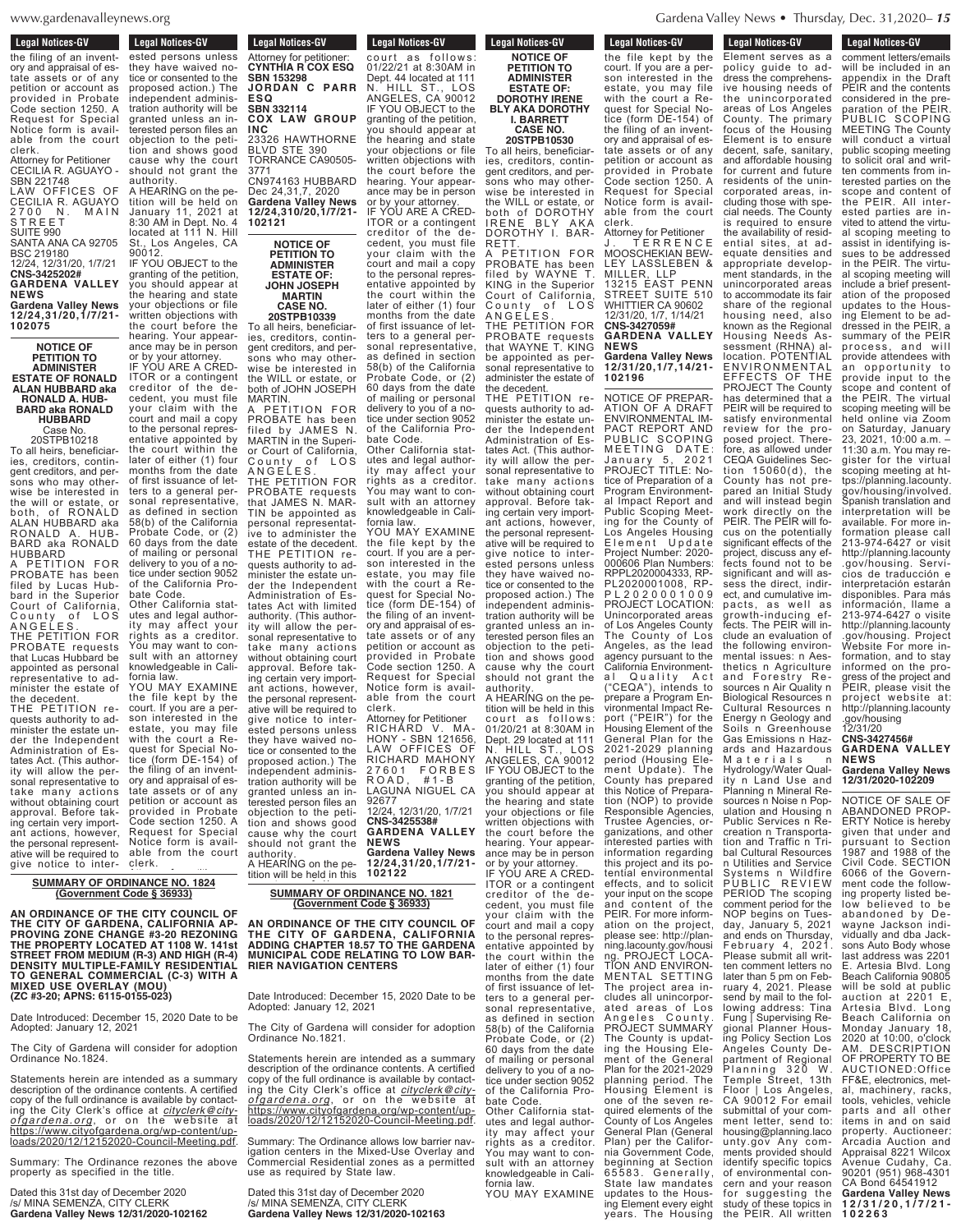the filing of an inventory and appraisal of estate assets or of any petition or account as provided in Probate Code section 1250. A Request for Special Notice form is available from the court clerk.

Attorney for Petitioner
CECILIA R. AGUAYO - SBN 221748
LAW OFFICES OF CECILIA R. AGUAYO
2700 N. MAIN STREET
SUITE 990
SANTA ANA CA 92705
BSC 219180
12/24, 12/31/20, 1/7/21
CNS-3425202#
GARDENA VALLEY NEWS
Gardena Valley News 12/24,31/20,1/7/21-102075

**NOTICE OF PETITION TO ADMINISTER ESTATE OF RONALD ALAN HUBBARD aka RONALD A. HUBBARD aka RONALD HUBBARD**
Case No. 20STPB10218

To all heirs, beneficiaries, creditors, contingent creditors, and persons who may otherwise be interested in the will or estate, or both, of RONALD ALAN HUBBARD aka RONALD A. HUBBARD aka RONALD HUBBARD

A PETITION FOR PROBATE has been filed by Lucas Hubbard in the Superior Court of California, County of LOS ANGELES.

THE PETITION FOR PROBATE requests that Lucas Hubbard be appointed as personal representative to administer the estate of the decedent.

THE PETITION requests authority to administer the estate under the Independent Administration of Estates Act. (This authority will allow the personal representative to take many actions without obtaining court approval. Before taking certain very important actions, however, the personal representative will be required to give notice to interested persons unless they have waived notice or consented to the proposed action.) The independent administration authority will be granted unless an interested person files an objection to the petition and shows good cause why the court should not grant the authority.

A HEARING on the petition will be held on January 11, 2021 at 8:30 AM in Dept. No. 4 located at 111 N. Hill St., Los Angeles, CA 90012.

IF YOU OBJECT to the granting of the petition, you should appear at the hearing and state your objections or file written objections with the court before the hearing. Your appearance may be in person or by your attorney.

IF YOU ARE A CREDITOR or a contingent creditor of the decedent, you must file your claim with the court and mail a copy to the personal representative appointed by the court within the later of either (1) four months from the date of first issuance of letters to a general personal representative, as defined in section 58(b) of the California Probate Code, or (2) 60 days from the date of mailing or personal delivery to you of a notice under section 9052 of the California Probate Code.

Other California statutes and legal authority may affect your rights as a creditor. You may want to consult with an attorney knowledgeable in California law.

YOU MAY EXAMINE the file kept by the court. If you are a person interested in the estate, you may file with the court a Request for Special Notice (form DE-154) of the filing of an inventory and appraisal of estate assets or of any petition or account as provided in Probate Code section 1250. A Request for Special Notice form is available from the court clerk.

Attorney for petitioner:
CYNTHIA R COX ESQ
SBN 153298
JORDAN C PARR ESQ
SBN 332114
COX LAW GROUP INC
23326 HAWTHORNE BLVD STE 390
TORRANCE CA90505-3771
CN974163 HUBBARD Dec 24,31,7, 2020
Gardena Valley News 12/24,310/20,1/7/21-102121

**NOTICE OF PETITION TO ADMINISTER ESTATE OF: JOHN JOSEPH MARTIN**
CASE NO. 20STPB10339

To all heirs, beneficiaries, creditors, contingent creditors, and persons who may otherwise be interested in the WILL or estate, or both of JOHN JOSEPH MARTIN.

A PETITION FOR PROBATE has been filed by JAMES N. MARTIN in the Superior Court of California, County of LOS ANGELES.

THE PETITION FOR PROBATE requests that JAMES N. MARTIN be appointed as personal representative to administer the estate of the decedent.

THE PETITION requests authority to administer the estate under the Independent Administration of Estates Act with limited authority. (This authority will allow the personal representative to take many actions without obtaining court approval. Before taking certain very important actions, however, the personal representative will be required to give notice to interested persons unless they have waived notice or consented to the proposed action.) The independent administration authority will be granted unless an interested person files an objection to the petition and shows good cause why the court should not grant the authority.

A HEARING on the petition will be held in this court as follows: 01/22/21 at 8:30AM in Dept. 44 located at 111 N. HILL ST., LOS ANGELES, CA 90012

IF YOU OBJECT to the granting of the petition, you should appear at the hearing and state your objections or file written objections with the court before the hearing. Your appearance may be in person or by your attorney.

IF YOU ARE A CREDITOR or a contingent creditor of the decedent, you must file your claim with the court and mail a copy to the personal representative appointed by the court within the later of either (1) four months from the date of first issuance of letters to a general personal representative, as defined in section 58(b) of the California Probate Code, or (2) 60 days from the date of mailing or personal delivery to you of a notice under section 9052 of the California Probate Code.

Other California statutes and legal authority may affect your rights as a creditor. You may want to consult with an attorney knowledgeable in California law.

YOU MAY EXAMINE the file kept by the court. If you are a person interested in the estate, you may file with the court a Request for Special Notice (form DE-154) of the filing of an inventory and appraisal of estate assets or of any petition or account as provided in Probate Code section 1250. A Request for Special Notice form is available from the court clerk.

Attorney for Petitioner
RICHARD V. MAHONY - SBN 121656, LAW OFFICES OF RICHARD MAHONY
27601 FORBES ROAD, #1-B
LAGUNA NIGUEL CA 92677
12/24, 12/31/20, 1/7/21
CNS-3425538#
GARDENA VALLEY NEWS
Gardena Valley News 12/24,31/20,1/7/21-102122

**NOTICE OF PETITION TO ADMINISTER ESTATE OF: DOROTHY IRENE BLY AKA DOROTHY I. BARRETT**
CASE NO. 20STPB10530

To all heirs, beneficiaries, creditors, contingent creditors, and persons who may otherwise be interested in the WILL or estate, or both of DOROTHY IRENE BLY AKA DOROTHY I. BARRETT.

A PETITION FOR PROBATE has been filed by WAYNE T. KING in the Superior Court of California, County of LOS ANGELES.

THE PETITION FOR PROBATE requests that WAYNE T. KING be appointed as personal representative to administer the estate of the decedent.

THE PETITION requests authority to administer the estate under the Independent Administration of Estates Act. (This authority will allow the personal representative to take many actions without obtaining court approval. Before taking certain very important actions, however, the personal representative will be required to give notice to interested persons unless they have waived notice or consented to the proposed action.) The independent administration authority will be granted unless an interested person files an objection to the petition and shows good cause why the court should not grant the authority.

A HEARING on the petition will be held in this court as follows: 01/20/21 at 8:30AM in Dept. 29 located at 111 N. HILL ST., LOS ANGELES, CA 90012

IF YOU OBJECT to the granting of the petition, you should appear at the hearing and state your objections or file written objections with the court before the hearing. Your appearance may be in person or by your attorney.

IF YOU ARE A CREDITOR or a contingent creditor of the decedent, you must file your claim with the court and mail a copy to the personal representative appointed by the court within the later of either (1) four months from the date of first issuance of letters to a general personal representative, as defined in section 58(b) of the California Probate Code, or (2) 60 days from the date of mailing or personal delivery to you of a notice under section 9052 of the California Probate Code.

Other California statutes and legal authority may affect your rights as a creditor. You may want to consult with an attorney knowledgeable in California law.

YOU MAY EXAMINE the file kept by the court. If you are a person interested in the estate, you may file with the court a Request for Special Notice (form DE-154) of the filing of an inventory and appraisal of estate assets or of any petition or account as provided in Probate Code section 1250. A Request for Special Notice form is available from the court clerk.

Attorney for Petitioner
J. TERRENCE MOOSCHEKIAN BEWLEY LASSLEBEN & MILLER, LLP
13215 EAST PENN STREET SUITE 510
WHITTIER CA 90602
12/31/20, 1/7, 1/14/21
CNS-3427059#
GARDENA VALLEY NEWS
Gardena Valley News 12/31/20,1/7,14/21-102196

NOTICE OF PREPARATION OF A DRAFT ENVIRONMENTAL IMPACT REPORT AND PUBLIC SCOPING MEETING DATE: January 5, 2021 PROJECT TITLE: Notice of Preparation of a Program Environmental Impact Report and Public Scoping Meeting for the County of Los Angeles Housing Element Update Project Number: 2020-000606 Plan Numbers: RPPL2020004333, RPPL2020001008, RPPL2020001009 PROJECT LOCATION: Unincorporated areas of Los Angeles County The County of Los Angeles, as the lead agency pursuant to the California Environmental Quality Act ("CEQA"), intends to prepare a Program Environmental Impact Report ("PEIR") for the Housing Element of the General Plan for the 2021-2029 planning period (Housing Element Update). The County has prepared this Notice of Preparation (NOP) to provide Responsible Agencies, Trustee Agencies, organizations, and other interested parties with information regarding this project and its potential environmental effects, and to solicit your input on the scope and content of the PEIR. For more information on the project, please see: http://planning.lacounty.gov/housing. PROJECT LOCATION AND ENVIRONMENTAL SETTING The project area includes all unincorporated areas of Los Angeles County. PROJECT SUMMARY The County is updating the Housing Element of the General Plan for the 2021-2029 planning period. The Housing Element is one of the seven required elements of the County of Los Angeles General Plan (General Plan) per the California Government Code, beginning at Section 65583. Generally, State law mandates updates to the Housing Element every eight years. The Housing Element serves as a policy guide to address the comprehensive housing needs of the unincorporated areas of Los Angeles County. The primary focus of the Housing Element is to ensure decent, safe, sanitary, and affordable housing for current and future residents of the unincorporated areas, including those with special needs. The County is required to ensure the availability of residential sites, at adequate densities and appropriate development standards, in the unincorporated areas to accommodate its fair share of the regional housing need, also known as the Regional Housing Needs Assessment (RHNA) allocation. POTENTIAL ENVIRONMENTAL EFFECTS OF THE PROJECT The County has determined that a PEIR will be required to satisfy environmental review for the proposed project. Therefore, as allowed under CEQA Guidelines Section 15060(d), the County has not prepared an Initial Study and will instead begin work directly on the PEIR. The PEIR will focus on the potentially significant effects of the project, discuss any effects found not to be significant and will assess the direct, indirect, and cumulative impacts, as well as growth-inducing effects. The PEIR will include an evaluation of the following environmental issues: n Aesthetics n Agriculture and Forestry Resources n Air Quality n Biological Resources n Cultural Resources n Energy n Geology and Soils n Greenhouse Gas Emissions n Hazards and Hazardous Materials n Hydrology/Water Quality n Land Use and Planning n Mineral Resources n Noise n Population and Housing n Public Services n Recreation n Transportation and Traffic n Tribal Cultural Resources n Utilities and Service Systems n Wildfire PUBLIC REVIEW PERIOD The scoping comment period for the NOP begins on Tuesday, January 5, 2021 and ends on Thursday, February 4, 2021. Please submit all written comment letters no later than 5 pm on February 4, 2021. Please send by mail to the following address: Tina Fung | Supervising Regional Planner Housing Policy Section Los Angeles County Department of Regional Planning 320 W. Temple Street, 13th Floor | Los Angeles, CA 90012 For email submittal of your comment letter, send to: housing@planning.lacounty.gov Any comments provided should identify specific topics of environmental concern and your reason for suggesting the study of these topics in the PEIR. All written comment letters/emails will be included in an appendix in the Draft PEIR and the contents considered in the preparation of the PEIR. PUBLIC SCOPING MEETING The County will conduct a virtual public scoping meeting to solicit oral and written comments from interested parties on the scope and content of the PEIR. All interested parties are invited to attend the virtual scoping meeting to assist in identifying issues to be addressed in the PEIR. The virtual scoping meeting will include a brief presentation of the proposed updates to the Housing Element to be addressed in the PEIR, a summary of the PEIR process, and will provide attendees with an opportunity to provide input to the scope and content of the PEIR. The virtual scoping meeting will be held online via Zoom on Saturday, January 23, 2021, 10:00 a.m. – 11:30 a.m. You may register for the virtual scoping meeting at https://planning.lacounty.gov/housing/involved. Spanish translation and interpretation will be available. For more information please call 213-974-6427 or visit http://planning.lacounty.gov/housing. Servicios de traducción e interpretación estarán disponibles. Para más información, llame a 213-974-6427 o visite http://planning.lacounty.gov/housing. Project Website For more information, and to stay informed on the progress of the project and PEIR, please visit the project website at: http://planning.lacounty.gov/housing
12/31/20
CNS-3427456#
GARDENA VALLEY NEWS
Gardena Valley News 12/31/2020-102209

NOTICE OF SALE OF ABANDONED PROPERTY Notice is hereby given that under and pursuant to Section 1987 and 1988 of the Civil Code. SECTION 6066 of the Government code the following property listed below believed to be abandoned by Dewayne Jackson individually and dba Jacksons Auto Body whose last address was 2201 E. Artesia Blvd. Long Beach California 90805 will be sold at public auction at 2201 E, Artesia Blvd. Long Beach California on Monday January 18, 2020 at 10:00, o'clock AM. DESCRIPTION OF PROPERTY TO BE AUCTIONED:Office FF&E, electronics, metal, machinery, racks, tools, vehicles, vehicle parts and all other items in and on said property. Auctioneer: Arcadia Auction and Appraisal 8221 Wilcox Avenue Cudahy, Ca. 90201 (951) 968-4301 CA Bond 64541912
Gardena Valley News 12/31/20,1/7/21-102263

**SUMMARY OF ORDINANCE NO. 1824 (Government Code § 36933)**

**AN ORDINANCE OF THE CITY COUNCIL OF THE CITY OF GARDENA, CALIFORNIA APPROVING ZONE CHANGE #3-20 REZONING THE PROPERTY LOCATED AT 1108 W. 141st STREET FROM MEDIUM (R-3) AND HIGH (R-4) DENSITY MULTIPLE-FAMILY RESIDENTIAL TO GENERAL COMMERCIAL (C-3) WITH A MIXED USE OVERLAY (MOU) (ZC #3-20; APNS: 6115-0155-023)**

Date Introduced: December 15, 2020 Date to be Adopted: January 12, 2021

The City of Gardena will consider for adoption Ordinance No.1824.

Statements herein are intended as a summary description of the ordinance contents. A certified copy of the full ordinance is available by contacting the City Clerk's office at *cityclerk@cityofgardena.org*, or on the website at https://www.cityofgardena.org/wp-content/uploads/2020/12/12152020-Council-Meeting.pdf.

Summary: The Ordinance rezones the above property as specified in the title.

Dated this 31st day of December 2020
/s/ MINA SEMENZA, CITY CLERK
Gardena Valley News 12/31/2020-102162

**SUMMARY OF ORDINANCE NO. 1821 (Government Code § 36933)**

**AN ORDINANCE OF THE CITY COUNCIL OF THE CITY OF GARDENA, CALIFORNIA ADDING CHAPTER 18.57 TO THE GARDENA MUNICIPAL CODE RELATING TO LOW BARRIER NAVIGATION CENTERS**

Date Introduced: December 15, 2020 Date to be Adopted: January 12, 2021

The City of Gardena will consider for adoption Ordinance No.1821.

Statements herein are intended as a summary description of the ordinance contents. A certified copy of the full ordinance is available by contacting the City Clerk's office at *cityclerk@cityofgardena.org*, or on the website at https://www.cityofgardena.org/wp-content/uploads/2020/12/12152020-Council-Meeting.pdf.

Summary: The Ordinance allows low barrier navigation centers in the Mixed-Use Overlay and Commercial Residential zones as a permitted use as required by State law.

Dated this 31st day of December 2020
/s/ MINA SEMENZA, CITY CLERK
Gardena Valley News 12/31/2020-102163